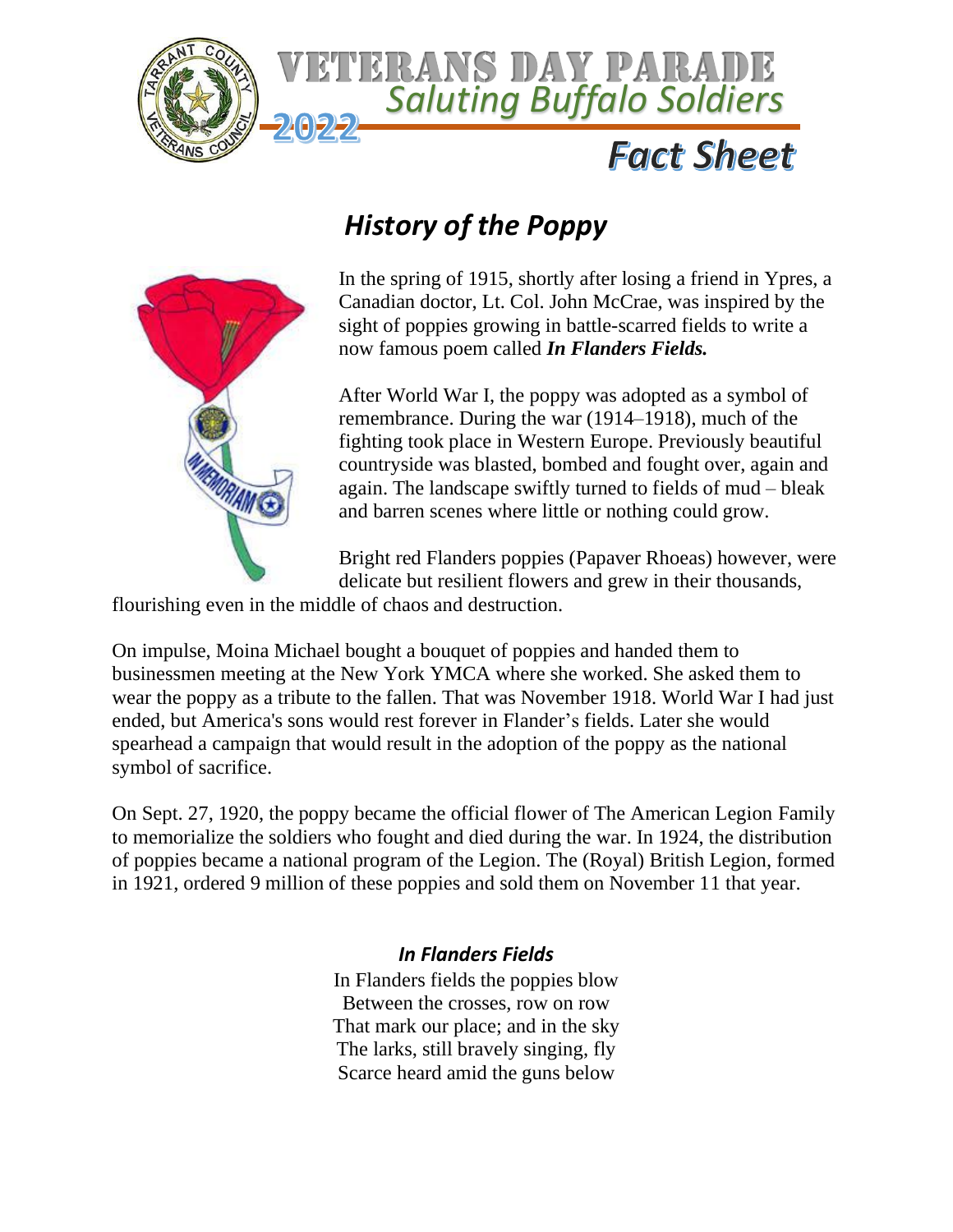# VETERANS DAY PARADE

## *Saluting Buffalo Soldiers*

**2022**

# *Fact Sheet*

## *History of the Poppy*

In the spring of 1915, shortly after losing a friend in Ypres, a Canadian doctor, Lt. Col. John McCrae, was inspired by the sight of poppies growing in battle-scarred fields to write a now famous poem called ***In Flanders Fields.***

After World War I, the poppy was adopted as a symbol of remembrance. During the war (1914–1918), much of the fighting took place in Western Europe. Previously beautiful countryside was blasted, bombed and fought over, again and again. The landscape swiftly turned to fields of mud – bleak and barren scenes where little or nothing could grow.

Bright red Flanders poppies (Papaver Rhoeas) however, were delicate but resilient flowers and grew in their thousands, flourishing even in the middle of chaos and destruction.

On impulse, Moina Michael bought a bouquet of poppies and handed them to businessmen meeting at the New York YMCA where she worked. She asked them to wear the poppy as a tribute to the fallen. That was November 1918. World War I had just ended, but America's sons would rest forever in Flander's fields. Later she would spearhead a campaign that would result in the adoption of the poppy as the national symbol of sacrifice.

On Sept. 27, 1920, the poppy became the official flower of The American Legion Family to memorialize the soldiers who fought and died during the war. In 1924, the distribution of poppies became a national program of the Legion. The (Royal) British Legion, formed in 1921, ordered 9 million of these poppies and sold them on November 11 that year.

### *In Flanders Fields*

In Flanders fields the poppies blow
Between the crosses, row on row
That mark our place; and in the sky
The larks, still bravely singing, fly
Scarce heard amid the guns below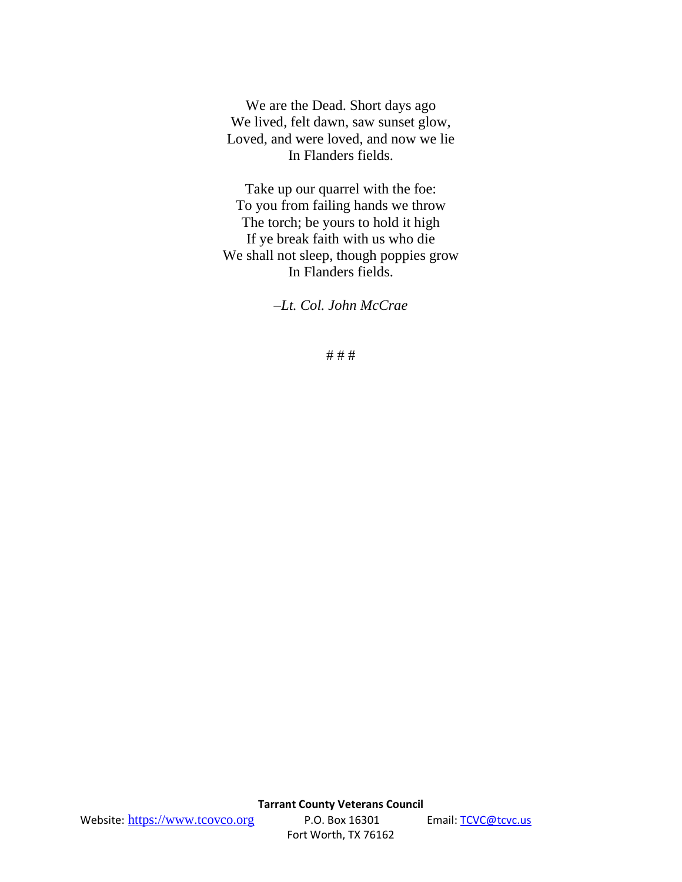We are the Dead. Short days ago  
We lived, felt dawn, saw sunset glow,  
Loved, and were loved, and now we lie  
In Flanders fields.

Take up our quarrel with the foe:  
To you from failing hands we throw  
The torch; be yours to hold it high  
If ye break faith with us who die  
We shall not sleep, though poppies grow  
In Flanders fields.

*–Lt. Col. John McCrae*

# # #

**Tarrant County Veterans Council**

Website: https://www.tcovco.org    P.O. Box 16301    Email: TCVC@tcvc.us  
Fort Worth, TX 76162